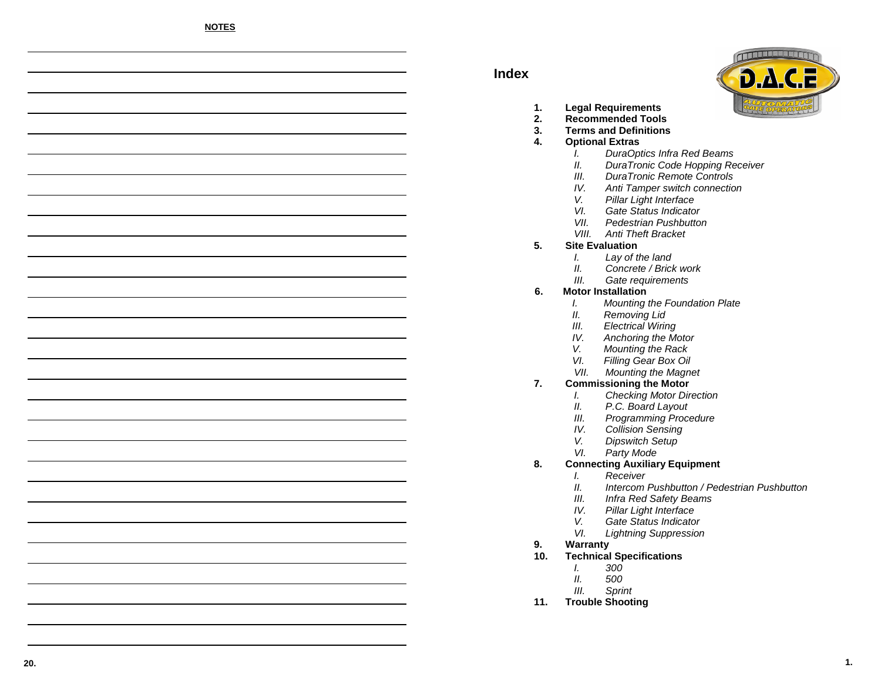**NOTES**

# Index

1. **Legal Requirements**
2. **Recommended Tools**
3. **Terms and Definitions**
4. **Optional Extras**
   - I. *DuraOptics Infra Red Beams*
   - II. *DuraTronic Code Hopping Receiver*
   - III. *DuraTronic Remote Controls*
   - IV. *Anti Tamper switch connection*
   - V. *Pillar Light Interface*
   - VI. *Gate Status Indicator*
   - VII. *Pedestrian Pushbutton*
   - VIII. *Anti Theft Bracket*
5. **Site Evaluation**
   - I. *Lay of the land*
   - II. *Concrete / Brick work*
   - III. *Gate requirements*
6. **Motor Installation**
   - I. *Mounting the Foundation Plate*
   - II. *Removing Lid*
   - III. *Electrical Wiring*
   - IV. *Anchoring the Motor*
   - V. *Mounting the Rack*
   - VI. *Filling Gear Box Oil*
   - VII. *Mounting the Magnet*
7. **Commissioning the Motor**
   - I. *Checking Motor Direction*
   - II. *P.C. Board Layout*
   - III. *Programming Procedure*
   - IV. *Collision Sensing*
   - V. *Dipswitch Setup*
   - VI. *Party Mode*
8. **Connecting Auxiliary Equipment**
   - I. *Receiver*
   - II. *Intercom Pushbutton / Pedestrian Pushbutton*
   - III. *Infra Red Safety Beams*
   - IV. *Pillar Light Interface*
   - V. *Gate Status Indicator*
   - VI. *Lightning Suppression*
9. **Warranty**
10. **Technical Specifications**
    - I. *300*
    - II. *500*
    - III. *Sprint*
11. **Trouble Shooting**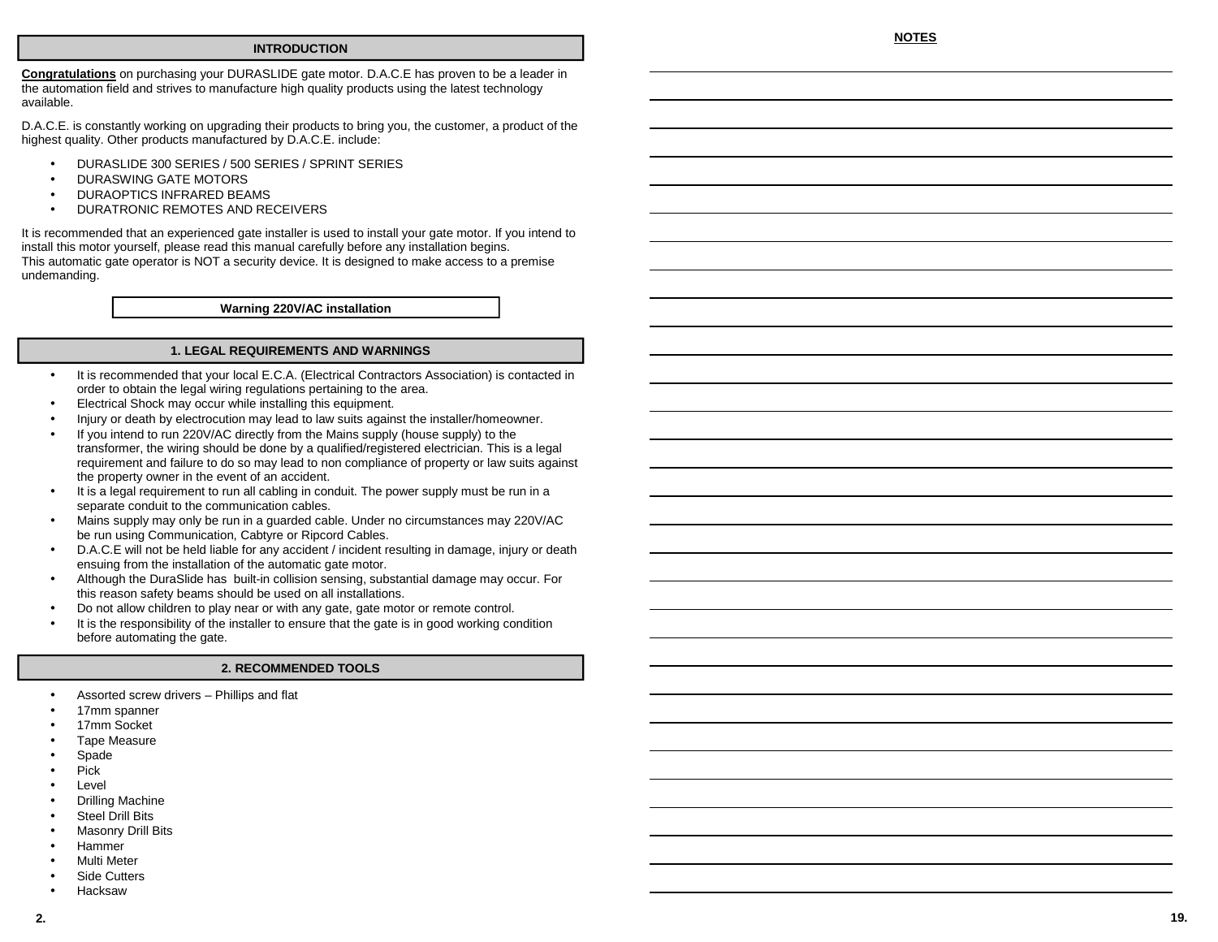## INTRODUCTION

**Congratulations** on purchasing your DURASLIDE gate motor. D.A.C.E has proven to be a leader in the automation field and strives to manufacture high quality products using the latest technology available.

D.A.C.E. is constantly working on upgrading their products to bring you, the customer, a product of the highest quality. Other products manufactured by D.A.C.E. include:

- DURASLIDE 300 SERIES / 500 SERIES / SPRINT SERIES
- DURASWING GATE MOTORS
- DURAOPTICS INFRARED BEAMS
- DURATRONIC REMOTES AND RECEIVERS

It is recommended that an experienced gate installer is used to install your gate motor. If you intend to install this motor yourself, please read this manual carefully before any installation begins.
This automatic gate operator is NOT a security device. It is designed to make access to a premise undemanding.

**Warning 220V/AC installation**

## 1. LEGAL REQUIREMENTS AND WARNINGS

- It is recommended that your local E.C.A. (Electrical Contractors Association) is contacted in order to obtain the legal wiring regulations pertaining to the area.
- Electrical Shock may occur while installing this equipment.
- Injury or death by electrocution may lead to law suits against the installer/homeowner.
- If you intend to run 220V/AC directly from the Mains supply (house supply) to the transformer, the wiring should be done by a qualified/registered electrician. This is a legal requirement and failure to do so may lead to non compliance of property or law suits against the property owner in the event of an accident.
- It is a legal requirement to run all cabling in conduit. The power supply must be run in a separate conduit to the communication cables.
- Mains supply may only be run in a guarded cable. Under no circumstances may 220V/AC be run using Communication, Cabtyre or Ripcord Cables.
- D.A.C.E will not be held liable for any accident / incident resulting in damage, injury or death ensuing from the installation of the automatic gate motor.
- Although the DuraSlide has built-in collision sensing, substantial damage may occur. For this reason safety beams should be used on all installations.
- Do not allow children to play near or with any gate, gate motor or remote control.
- It is the responsibility of the installer to ensure that the gate is in good working condition before automating the gate.

## 2. RECOMMENDED TOOLS

- Assorted screw drivers – Phillips and flat
- 17mm spanner
- 17mm Socket
- Tape Measure
- Spade
- Pick
- Level
- Drilling Machine
- Steel Drill Bits
- Masonry Drill Bits
- Hammer
- Multi Meter
- Side Cutters
- Hacksaw

## NOTES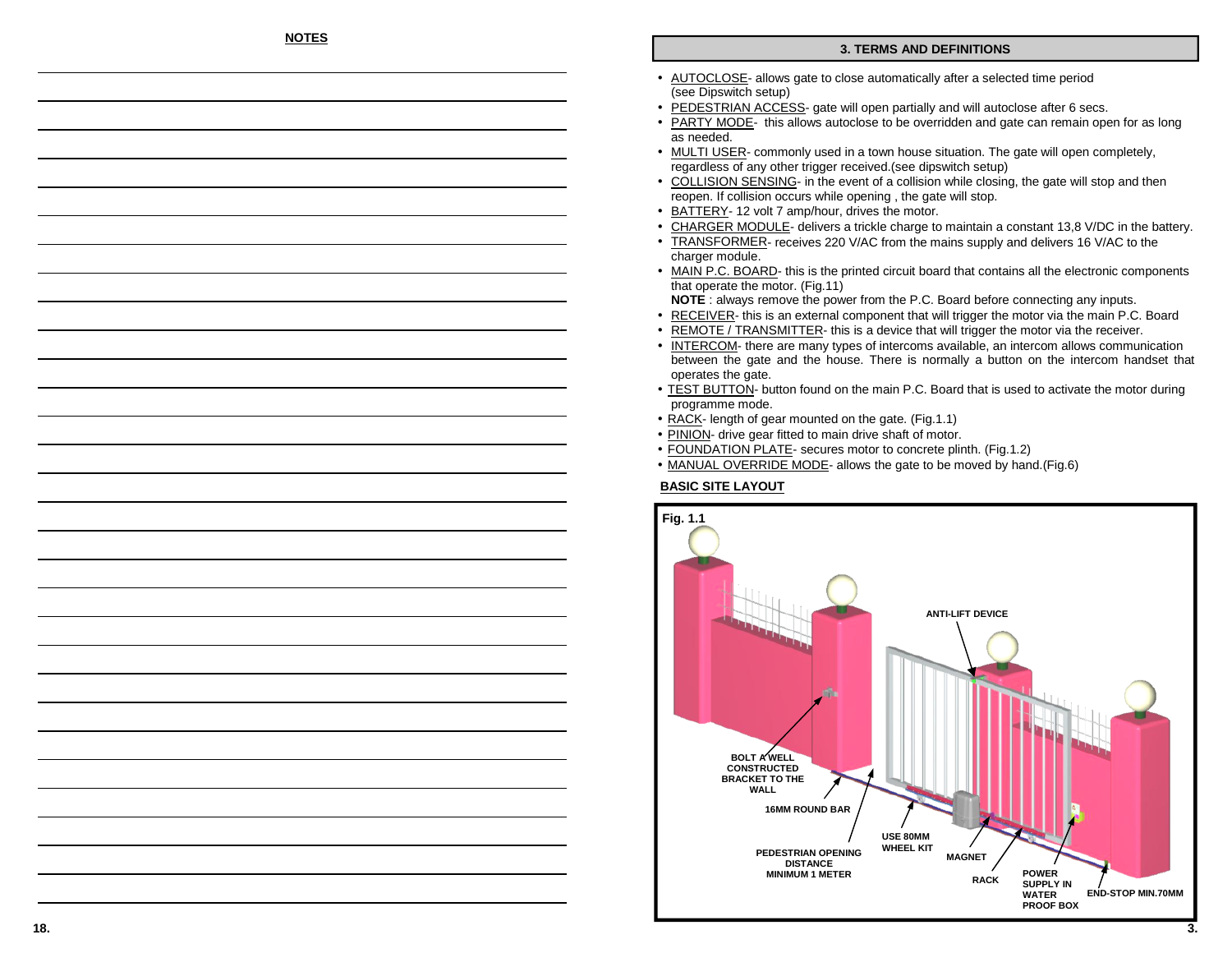## NOTES

## 3. TERMS AND DEFINITIONS

- AUTOCLOSE- allows gate to close automatically after a selected time period (see Dipswitch setup)
- PEDESTRIAN ACCESS- gate will open partially and will autoclose after 6 secs.
- PARTY MODE- this allows autoclose to be overridden and gate can remain open for as long as needed.
- MULTI USER- commonly used in a town house situation. The gate will open completely, regardless of any other trigger received.(see dipswitch setup)
- COLLISION SENSING- in the event of a collision while closing, the gate will stop and then reopen. If collision occurs while opening , the gate will stop.
- BATTERY- 12 volt 7 amp/hour, drives the motor.
- CHARGER MODULE- delivers a trickle charge to maintain a constant 13,8 V/DC in the battery.
- TRANSFORMER- receives 220 V/AC from the mains supply and delivers 16 V/AC to the charger module.
- MAIN P.C. BOARD- this is the printed circuit board that contains all the electronic components that operate the motor. (Fig.11)
  **NOTE** : always remove the power from the P.C. Board before connecting any inputs.
- RECEIVER- this is an external component that will trigger the motor via the main P.C. Board
- REMOTE / TRANSMITTER- this is a device that will trigger the motor via the receiver.
- INTERCOM- there are many types of intercoms available, an intercom allows communication between the gate and the house. There is normally a button on the intercom handset that operates the gate.
- TEST BUTTON- button found on the main P.C. Board that is used to activate the motor during programme mode.
- RACK- length of gear mounted on the gate. (Fig.1.1)
- PINION- drive gear fitted to main drive shaft of motor.
- FOUNDATION PLATE- secures motor to concrete plinth. (Fig.1.2)
- MANUAL OVERRIDE MODE- allows the gate to be moved by hand.(Fig.6)

### BASIC SITE LAYOUT

**Fig. 1.1**

ANTI-LIFT DEVICE

BOLT A WELL CONSTRUCTED BRACKET TO THE WALL

16MM ROUND BAR

PEDESTRIAN OPENING DISTANCE MINIMUM 1 METER

USE 80MM WHEEL KIT

MAGNET

RACK

POWER SUPPLY IN WATER PROOF BOX

END-STOP MIN.70MM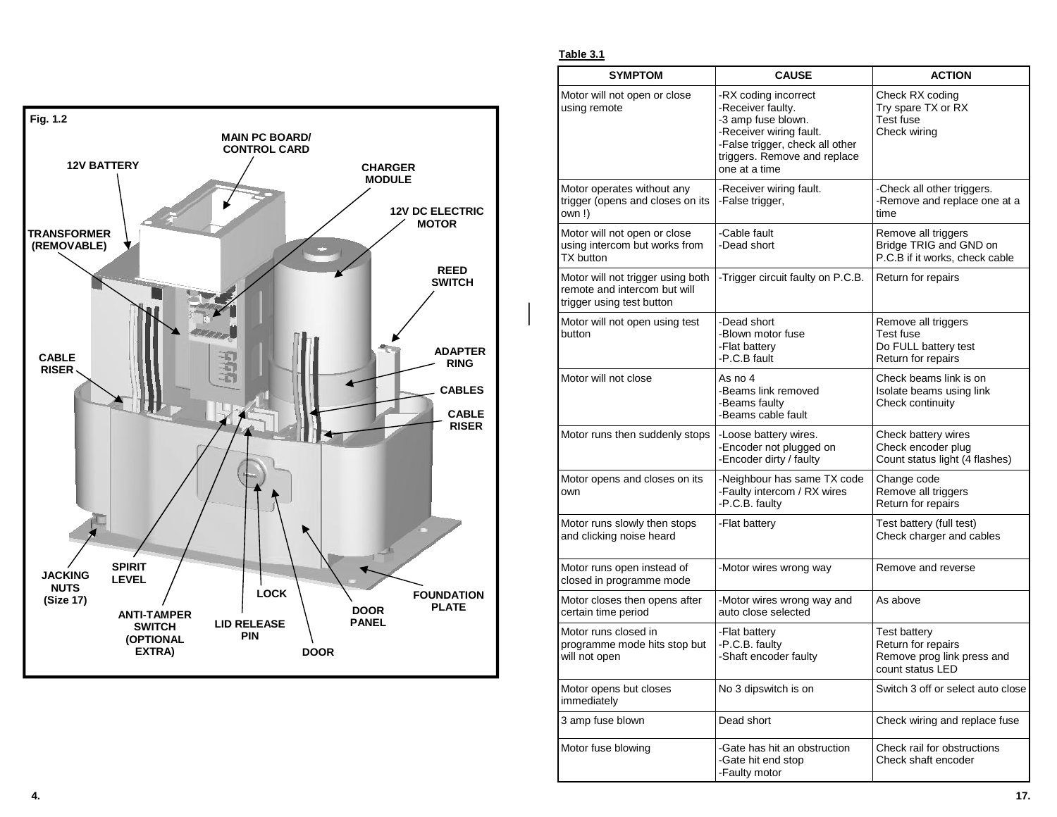**Fig. 1.2**

MAIN PC BOARD/ CONTROL CARD

12V BATTERY

CHARGER MODULE

12V DC ELECTRIC MOTOR

TRANSFORMER (REMOVABLE)

REED SWITCH

ADAPTER RING

CABLE RISER

CABLES

CABLE RISER

JACKING NUTS (Size 17)

SPIRIT LEVEL

LOCK

FOUNDATION PLATE

ANTI-TAMPER SWITCH (OPTIONAL EXTRA)

LID RELEASE PIN

DOOR PANEL

DOOR

**Table 3.1**

| SYMPTOM | CAUSE | ACTION |
|---|---|---|
| Motor will not open or close using remote | -RX coding incorrect<br>-Receiver faulty.<br>-3 amp fuse blown.<br>-Receiver wiring fault.<br>-False trigger, check all other triggers. Remove and replace one at a time | Check RX coding<br>Try spare TX or RX<br>Test fuse<br>Check wiring |
| Motor operates without any trigger (opens and closes on its own !) | -Receiver wiring fault.<br>-False trigger, | -Check all other triggers.<br>-Remove and replace one at a time |
| Motor will not open or close using intercom but works from TX button | -Cable fault<br>-Dead short | Remove all triggers<br>Bridge TRIG and GND on P.C.B if it works, check cable |
| Motor will not trigger using both remote and intercom but will trigger using test button | -Trigger circuit faulty on P.C.B. | Return for repairs |
| Motor will not open using test button | -Dead short<br>-Blown motor fuse<br>-Flat battery<br>-P.C.B fault | Remove all triggers<br>Test fuse<br>Do FULL battery test<br>Return for repairs |
| Motor will not close | As no 4<br>-Beams link removed<br>-Beams faulty<br>-Beams cable fault | Check beams link is on<br>Isolate beams using link<br>Check continuity |
| Motor runs then suddenly stops | -Loose battery wires.<br>-Encoder not plugged on<br>-Encoder dirty / faulty | Check battery wires<br>Check encoder plug<br>Count status light (4 flashes) |
| Motor opens and closes on its own | -Neighbour has same TX code<br>-Faulty intercom / RX wires<br>-P.C.B. faulty | Change code<br>Remove all triggers<br>Return for repairs |
| Motor runs slowly then stops and clicking noise heard | -Flat battery | Test battery (full test)<br>Check charger and cables |
| Motor runs open instead of closed in programme mode | -Motor wires wrong way | Remove and reverse |
| Motor closes then opens after certain time period | -Motor wires wrong way and auto close selected | As above |
| Motor runs closed in programme mode hits stop but will not open | -Flat battery<br>-P.C.B. faulty<br>-Shaft encoder faulty | Test battery<br>Return for repairs<br>Remove prog link press and count status LED |
| Motor opens but closes immediately | No 3 dipswitch is on | Switch 3 off or select auto close |
| 3 amp fuse blown | Dead short | Check wiring and replace fuse |
| Motor fuse blowing | -Gate has hit an obstruction<br>-Gate hit end stop<br>-Faulty motor | Check rail for obstructions<br>Check shaft encoder |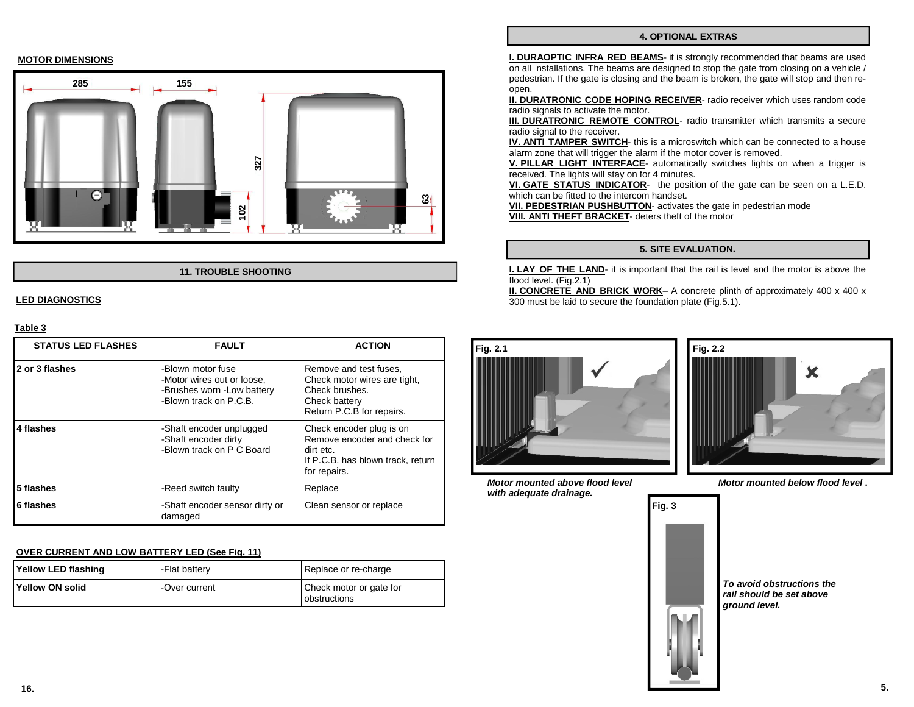## MOTOR DIMENSIONS

285 155 327 102 63

## 11. TROUBLE SHOOTING

### LED DIAGNOSTICS

**Table 3**

| STATUS LED FLASHES | FAULT | ACTION |
|---|---|---|
| **2 or 3 flashes** | -Blown motor fuse<br>-Motor wires out or loose,<br>-Brushes worn -Low battery<br>-Blown track on P.C.B. | Remove and test fuses,<br>Check motor wires are tight,<br>Check brushes.<br>Check battery<br>Return P.C.B for repairs. |
| **4 flashes** | -Shaft encoder unplugged<br>-Shaft encoder dirty<br>-Blown track on P C Board | Check encoder plug is on<br>Remove encoder and check for dirt etc.<br>If P.C.B. has blown track, return for repairs. |
| **5 flashes** | -Reed switch faulty | Replace |
| **6 flashes** | -Shaft encoder sensor dirty or damaged | Clean sensor or replace |

### OVER CURRENT AND LOW BATTERY LED (See Fig. 11)

| | | |
|---|---|---|
| **Yellow LED flashing** | -Flat battery | Replace or re-charge |
| **Yellow ON solid** | -Over current | Check motor or gate for obstructions |

## 4. OPTIONAL EXTRAS

**I. DURAOPTIC INFRA RED BEAMS**- it is strongly recommended that beams are used on all nstallations. The beams are designed to stop the gate from closing on a vehicle / pedestrian. If the gate is closing and the beam is broken, the gate will stop and then re-open.

**II. DURATRONIC CODE HOPING RECEIVER**- radio receiver which uses random code radio signals to activate the motor.

**III. DURATRONIC REMOTE CONTROL**- radio transmitter which transmits a secure radio signal to the receiver.

**IV. ANTI TAMPER SWITCH**- this is a microswitch which can be connected to a house alarm zone that will trigger the alarm if the motor cover is removed.

**V. PILLAR LIGHT INTERFACE**- automatically switches lights on when a trigger is received. The lights will stay on for 4 minutes.

**VI. GATE STATUS INDICATOR**- the position of the gate can be seen on a L.E.D. which can be fitted to the intercom handset.

**VII. PEDESTRIAN PUSHBUTTON**- activates the gate in pedestrian mode

**VIII. ANTI THEFT BRACKET**- deters theft of the motor

## 5. SITE EVALUATION.

**I. LAY OF THE LAND**- it is important that the rail is level and the motor is above the flood level. (Fig.2.1)

**II. CONCRETE AND BRICK WORK**– A concrete plinth of approximately 400 x 400 x 300 must be laid to secure the foundation plate (Fig.5.1).

**Fig. 2.1**

***Motor mounted above flood level with adequate drainage.***

**Fig. 2.2**

***Motor mounted below flood level .***

**Fig. 3**

***To avoid obstructions the rail should be set above ground level.***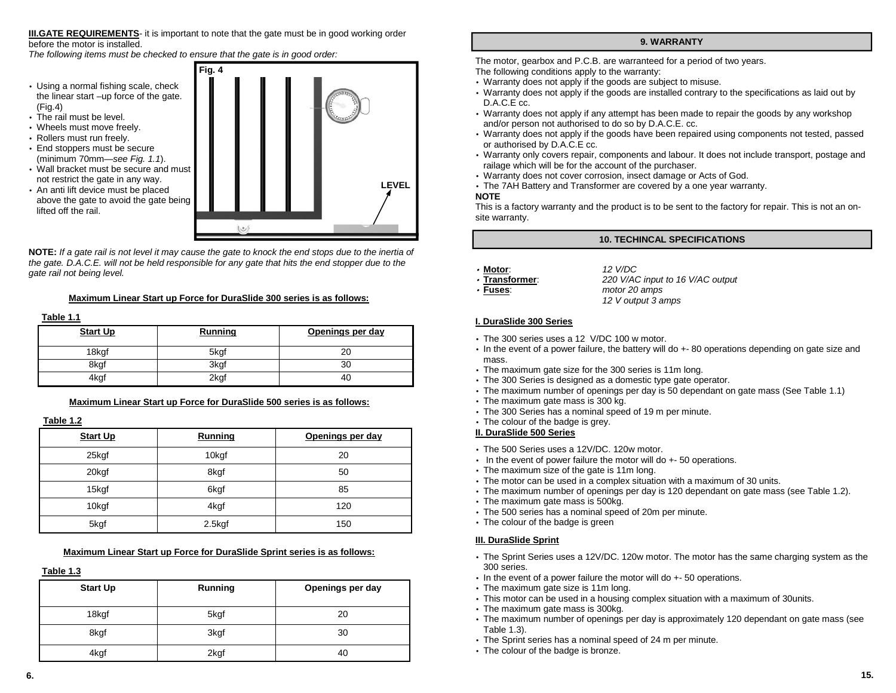**III.GATE REQUIREMENTS**- it is important to note that the gate must be in good working order before the motor is installed.

*The following items must be checked to ensure that the gate is in good order:*

- Using a normal fishing scale, check the linear start –up force of the gate. (Fig.4)
- The rail must be level.
- Wheels must move freely.
- Rollers must run freely.
- End stoppers must be secure (minimum 70mm—*see Fig. 1.1*).
- Wall bracket must be secure and must not restrict the gate in any way.
- An anti lift device must be placed above the gate to avoid the gate being lifted off the rail.

Fig. 4

LEVEL

**NOTE:** *If a gate rail is not level it may cause the gate to knock the end stops due to the inertia of the gate. D.A.C.E. will not be held responsible for any gate that hits the end stopper due to the gate rail not being level.*

**Maximum Linear Start up Force for DuraSlide 300 series is as follows:**

**Table 1.1**

| Start Up | Running | Openings per day |
|---|---|---|
| 18kgf | 5kgf | 20 |
| 8kgf | 3kgf | 30 |
| 4kgf | 2kgf | 40 |

**Maximum Linear Start up Force for DuraSlide 500 series is as follows:**

**Table 1.2**

| Start Up | Running | Openings per day |
|---|---|---|
| 25kgf | 10kgf | 20 |
| 20kgf | 8kgf | 50 |
| 15kgf | 6kgf | 85 |
| 10kgf | 4kgf | 120 |
| 5kgf | 2.5kgf | 150 |

**Maximum Linear Start up Force for DuraSlide Sprint series is as follows:**

**Table 1.3**

| Start Up | Running | Openings per day |
|---|---|---|
| 18kgf | 5kgf | 20 |
| 8kgf | 3kgf | 30 |
| 4kgf | 2kgf | 40 |

## 9. WARRANTY

The motor, gearbox and P.C.B. are warranteed for a period of two years.

The following conditions apply to the warranty:

- Warranty does not apply if the goods are subject to misuse.
- Warranty does not apply if the goods are installed contrary to the specifications as laid out by D.A.C.E cc.
- Warranty does not apply if any attempt has been made to repair the goods by any workshop and/or person not authorised to do so by D.A.C.E. cc.
- Warranty does not apply if the goods have been repaired using components not tested, passed or authorised by D.A.C.E cc.
- Warranty only covers repair, components and labour. It does not include transport, postage and railage which will be for the account of the purchaser.
- Warranty does not cover corrosion, insect damage or Acts of God.
- The 7AH Battery and Transformer are covered by a one year warranty.

**NOTE**

This is a factory warranty and the product is to be sent to the factory for repair. This is not an on-site warranty.

## 10. TECHINCAL SPECIFICATIONS

- **Motor**: *12 V/DC*
- **Transformer**: *220 V/AC input to 16 V/AC output*
- **Fuses**: *motor 20 amps*
  *12 V output 3 amps*

**I. DuraSlide 300 Series**

- The 300 series uses a 12 V/DC 100 w motor.
- In the event of a power failure, the battery will do +- 80 operations depending on gate size and mass.
- The maximum gate size for the 300 series is 11m long.
- The 300 Series is designed as a domestic type gate operator.
- The maximum number of openings per day is 50 dependant on gate mass (See Table 1.1)
- The maximum gate mass is 300 kg.
- The 300 Series has a nominal speed of 19 m per minute.
- The colour of the badge is grey.

**II. DuraSlide 500 Series**

- The 500 Series uses a 12V/DC. 120w motor.
- In the event of power failure the motor will do +- 50 operations.
- The maximum size of the gate is 11m long.
- The motor can be used in a complex situation with a maximum of 30 units.
- The maximum number of openings per day is 120 dependant on gate mass (see Table 1.2).
- The maximum gate mass is 500kg.
- The 500 series has a nominal speed of 20m per minute.
- The colour of the badge is green

**III. DuraSlide Sprint**

- The Sprint Series uses a 12V/DC. 120w motor. The motor has the same charging system as the 300 series.
- In the event of a power failure the motor will do +- 50 operations.
- The maximum gate size is 11m long.
- This motor can be used in a housing complex situation with a maximum of 30units.
- The maximum gate mass is 300kg.
- The maximum number of openings per day is approximately 120 dependant on gate mass (see Table 1.3).
- The Sprint series has a nominal speed of 24 m per minute.
- The colour of the badge is bronze.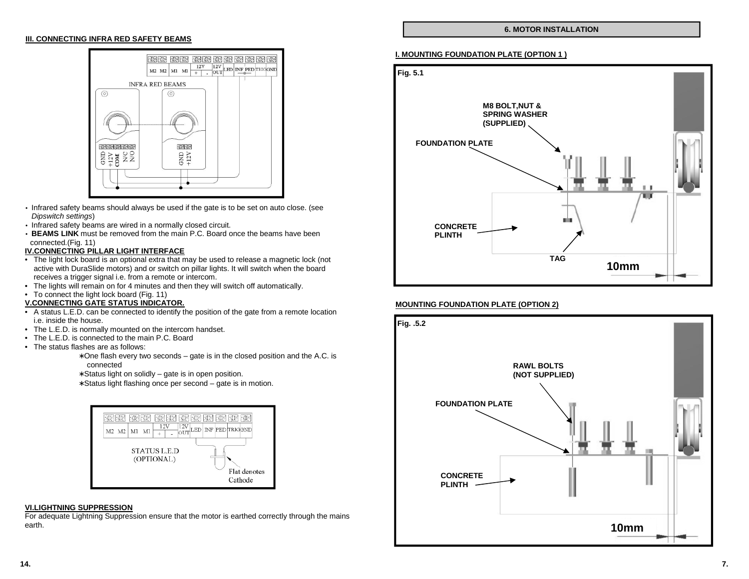### III. CONNECTING INFRA RED SAFETY BEAMS

- Infrared safety beams should always be used if the gate is to be set on auto close. (see *Dipswitch settings*)
- Infrared safety beams are wired in a normally closed circuit.
- **BEAMS LINK** must be removed from the main P.C. Board once the beams have been connected.(Fig. 11)

### IV.CONNECTING PILLAR LIGHT INTERFACE

- The light lock board is an optional extra that may be used to release a magnetic lock (not active with DuraSlide motors) and or switch on pillar lights. It will switch when the board receives a trigger signal i.e. from a remote or intercom.
- The lights will remain on for 4 minutes and then they will switch off automatically.
- To connect the light lock board (Fig. 11)

### V.CONNECTING GATE STATUS INDICATOR.

- A status L.E.D. can be connected to identify the position of the gate from a remote location i.e. inside the house.
- The L.E.D. is normally mounted on the intercom handset.
- The L.E.D. is connected to the main P.C. Board
- The status flashes are as follows:
  - ∗One flash every two seconds – gate is in the closed position and the A.C. is connected
  - ∗Status light on solidly – gate is in open position.
  - ∗Status light flashing once per second – gate is in motion.

### VI.LIGHTNING SUPPRESSION

For adequate Lightning Suppression ensure that the motor is earthed correctly through the mains earth.

## 6. MOTOR INSTALLATION

### I. MOUNTING FOUNDATION PLATE (OPTION 1 )

Fig. 5.1

M8 BOLT,NUT & SPRING WASHER (SUPPLIED)

FOUNDATION PLATE

CONCRETE PLINTH

TAG

10mm

### MOUNTING FOUNDATION PLATE (OPTION 2)

Fig. .5.2

RAWL BOLTS (NOT SUPPLIED)

FOUNDATION PLATE

CONCRETE PLINTH

10mm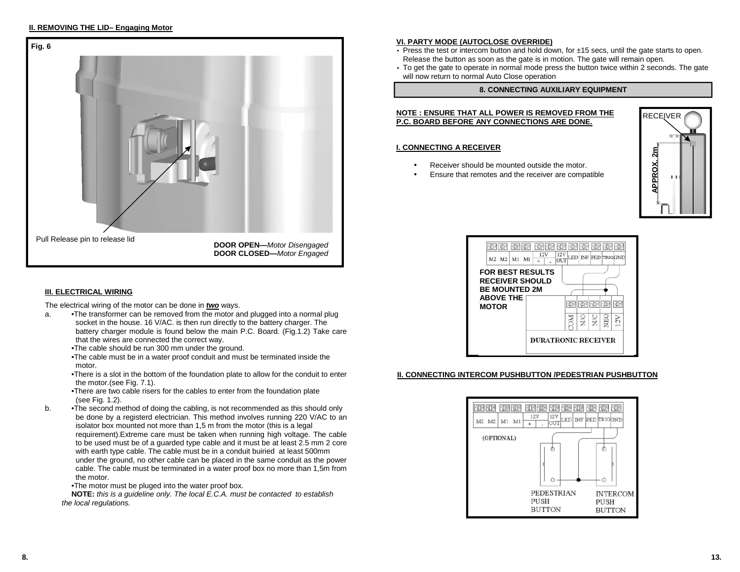### II. REMOVING THE LID– Engaging Motor

Fig. 6

Pull Release pin to release lid

**DOOR OPEN—***Motor Disengaged*
**DOOR CLOSED—***Motor Engaged*

### III. ELECTRICAL WIRING

The electrical wiring of the motor can be done in ***two*** ways.

a. •The transformer can be removed from the motor and plugged into a normal plug socket in the house. 16 V/AC. is then run directly to the battery charger. The battery charger module is found below the main P.C. Board. (Fig.1.2) Take care that the wires are connected the correct way.
•The cable should be run 300 mm under the ground.
•The cable must be in a water proof conduit and must be terminated inside the motor.
•There is a slot in the bottom of the foundation plate to allow for the conduit to enter the motor.(see Fig. 7.1).
•There are two cable risers for the cables to enter from the foundation plate (see Fig. 1.2).

b. •The second method of doing the cabling, is not recommended as this should only be done by a registerd electrician. This method involves running 220 V/AC to an isolator box mounted not more than 1,5 m from the motor (this is a legal requirement).Extreme care must be taken when running high voltage. The cable to be used must be of a guarded type cable and it must be at least 2.5 mm 2 core with earth type cable. The cable must be in a conduit buiried at least 500mm under the ground, no other cable can be placed in the same conduit as the power cable. The cable must be terminated in a water proof box no more than 1,5m from the motor.
•The motor must be pluged into the water proof box.
**NOTE:** *this is a guideline only. The local E.C.A. must be contacted to establish the local regulations.*

### VI. PARTY MODE (AUTOCLOSE OVERRIDE)

- Press the test or intercom button and hold down, for ±15 secs, until the gate starts to open. Release the button as soon as the gate is in motion. The gate will remain open.
- To get the gate to operate in normal mode press the button twice within 2 seconds. The gate will now return to normal Auto Close operation

## 8. CONNECTING AUXILIARY EQUIPMENT

**NOTE : ENSURE THAT ALL POWER IS REMOVED FROM THE P.C. BOARD BEFORE ANY CONNECTIONS ARE DONE.**

### I. CONNECTING A RECEIVER

- Receiver should be mounted outside the motor.
- Ensure that remotes and the receiver are compatible

RECEIVER
APPROX. 2m

M2 M2 M1 M1 12V + - 12V OUT LED INF PED TRIG GND

**FOR BEST RESULTS RECEIVER SHOULD BE MOUNTED 2M ABOVE THE MOTOR**

COM N/O N/C NEG 12V
DURATRONIC RECEIVER

### II. CONNECTING INTERCOM PUSHBUTTON /PEDESTRIAN PUSHBUTTON

M2 M2 M1 M1 12V + - 12V OUT LED INF PED TRIG GND

(OPTIONAL)

PEDESTRIAN PUSH BUTTON
INTERCOM PUSH BUTTON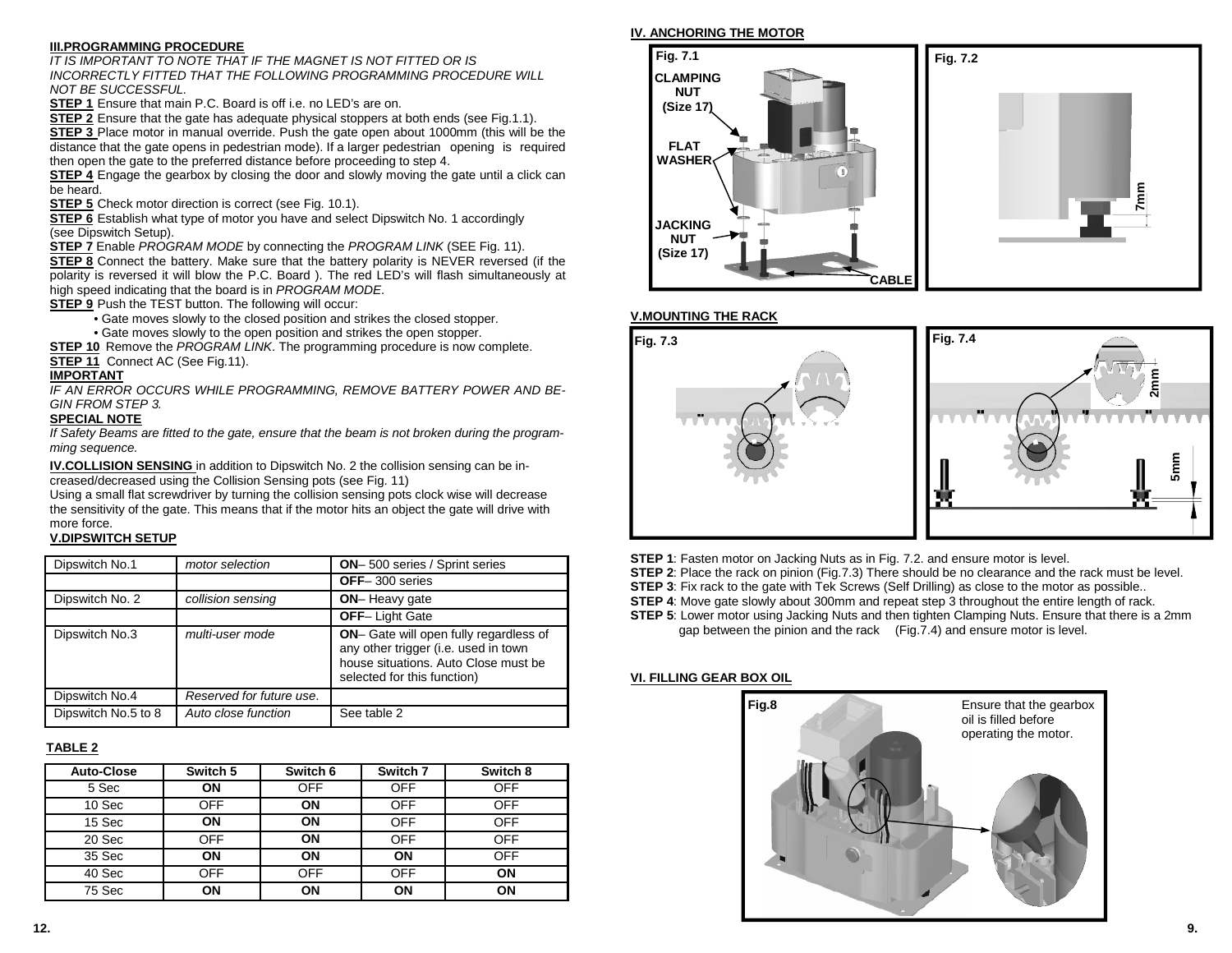## III.PROGRAMMING PROCEDURE

*IT IS IMPORTANT TO NOTE THAT IF THE MAGNET IS NOT FITTED OR IS INCORRECTLY FITTED THAT THE FOLLOWING PROGRAMMING PROCEDURE WILL NOT BE SUCCESSFUL.*

**STEP 1** Ensure that main P.C. Board is off i.e. no LED's are on.

**STEP 2** Ensure that the gate has adequate physical stoppers at both ends (see Fig.1.1).

**STEP 3** Place motor in manual override. Push the gate open about 1000mm (this will be the distance that the gate opens in pedestrian mode). If a larger pedestrian opening is required then open the gate to the preferred distance before proceeding to step 4.

**STEP 4** Engage the gearbox by closing the door and slowly moving the gate until a click can be heard.

**STEP 5** Check motor direction is correct (see Fig. 10.1).

**STEP 6** Establish what type of motor you have and select Dipswitch No. 1 accordingly (see Dipswitch Setup).

**STEP 7** Enable *PROGRAM MODE* by connecting the *PROGRAM LINK* (SEE Fig. 11).

**STEP 8** Connect the battery. Make sure that the battery polarity is NEVER reversed (if the polarity is reversed it will blow the P.C. Board ). The red LED's will flash simultaneously at high speed indicating that the board is in *PROGRAM MODE*.

**STEP 9** Push the TEST button. The following will occur:

- Gate moves slowly to the closed position and strikes the closed stopper.
- Gate moves slowly to the open position and strikes the open stopper.

**STEP 10** Remove the *PROGRAM LINK*. The programming procedure is now complete.

**STEP 11** Connect AC (See Fig.11).

**IMPORTANT**

*IF AN ERROR OCCURS WHILE PROGRAMMING, REMOVE BATTERY POWER AND BEGIN FROM STEP 3.*

**SPECIAL NOTE**

*If Safety Beams are fitted to the gate, ensure that the beam is not broken during the programming sequence.*

**IV.COLLISION SENSING** in addition to Dipswitch No. 2 the collision sensing can be increased/decreased using the Collision Sensing pots (see Fig. 11)

Using a small flat screwdriver by turning the collision sensing pots clock wise will decrease the sensitivity of the gate. This means that if the motor hits an object the gate will drive with more force.

## V.DIPSWITCH SETUP

| Dipswitch No.1 | *motor selection* | **ON**– 500 series / Sprint series |
|---|---|---|
| | | **OFF**– 300 series |
| Dipswitch No. 2 | *collision sensing* | **ON**– Heavy gate |
| | | **OFF**– Light Gate |
| Dipswitch No.3 | *multi-user mode* | **ON**– Gate will open fully regardless of any other trigger (i.e. used in town house situations. Auto Close must be selected for this function) |
| Dipswitch No.4 | *Reserved for future use.* | |
| Dipswitch No.5 to 8 | *Auto close function* | See table 2 |

**TABLE 2**

| Auto-Close | Switch 5 | Switch 6 | Switch 7 | Switch 8 |
|---|---|---|---|---|
| 5 Sec | **ON** | OFF | OFF | OFF |
| 10 Sec | OFF | **ON** | OFF | OFF |
| 15 Sec | **ON** | **ON** | OFF | OFF |
| 20 Sec | OFF | **ON** | OFF | OFF |
| 35 Sec | **ON** | **ON** | **ON** | OFF |
| 40 Sec | OFF | OFF | OFF | **ON** |
| 75 Sec | **ON** | **ON** | **ON** | **ON** |

## IV. ANCHORING THE MOTOR

Fig. 7.1 — CLAMPING NUT (Size 17), FLAT WASHER, JACKING NUT (Size 17), CABLE

Fig. 7.2 — 7mm

## V.MOUNTING THE RACK

Fig. 7.3

Fig. 7.4 — 2mm, 5mm

**STEP 1**: Fasten motor on Jacking Nuts as in Fig. 7.2. and ensure motor is level.

**STEP 2**: Place the rack on pinion (Fig.7.3) There should be no clearance and the rack must be level.

**STEP 3**: Fix rack to the gate with Tek Screws (Self Drilling) as close to the motor as possible..

**STEP 4**: Move gate slowly about 300mm and repeat step 3 throughout the entire length of rack.

**STEP 5**: Lower motor using Jacking Nuts and then tighten Clamping Nuts. Ensure that there is a 2mm gap between the pinion and the rack (Fig.7.4) and ensure motor is level.

## VI. FILLING GEAR BOX OIL

Fig.8

Ensure that the gearbox oil is filled before operating the motor.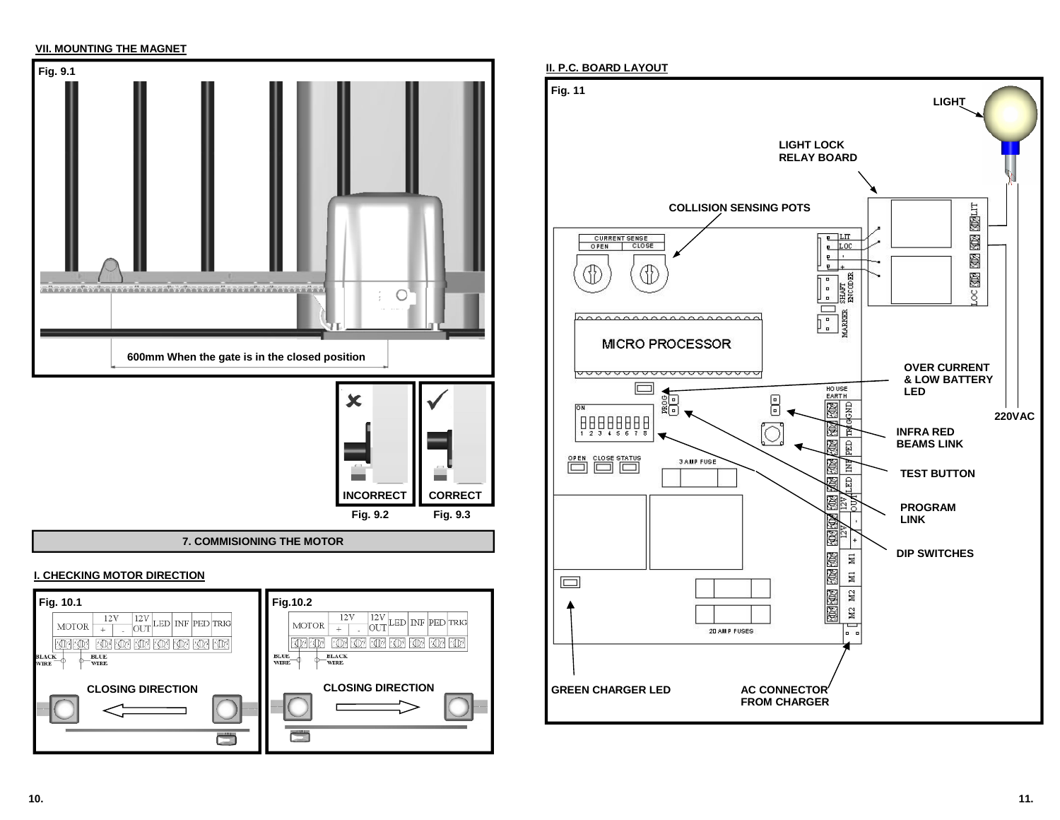## VII. MOUNTING THE MAGNET

Fig. 9.1

600mm When the gate is in the closed position

INCORRECT

Fig. 9.2

CORRECT

Fig. 9.3

## 7. COMMISIONING THE MOTOR

### I. CHECKING MOTOR DIRECTION

Fig. 10.1

MOTOR
12V + -
12V OUT
LED
INF
PED
TRIG
BLACK WIRE
BLUE WIRE

CLOSING DIRECTION

Fig.10.2

MOTOR
12V + -
12V OUT
LED
INF
PED
TRIG
BLUE WIRE
BLACK WIRE

CLOSING DIRECTION

### II. P.C. BOARD LAYOUT

Fig. 11

LIGHT

LIGHT LOCK RELAY BOARD

COLLISION SENSING POTS

CURRENT SENSE
OPEN
CLOSE

MICRO PROCESSOR

LIT
LOC
-
+
SHAFT ENCODER
MARKER

OVER CURRENT & LOW BATTERY LED

220VAC

PROG

HOUSE EARTH

GND
TRIG
PED
INF
LED
12V OUT
12V - +
M1
M1
M2
M2

INFRA RED BEAMS LINK

TEST BUTTON

PROGRAM LINK

DIP SWITCHES

ON
1 2 3 4 5 6 7 8

OPEN CLOSE STATUS

3 AMP FUSE

20 AMP FUSES

GREEN CHARGER LED

AC CONNECTOR FROM CHARGER